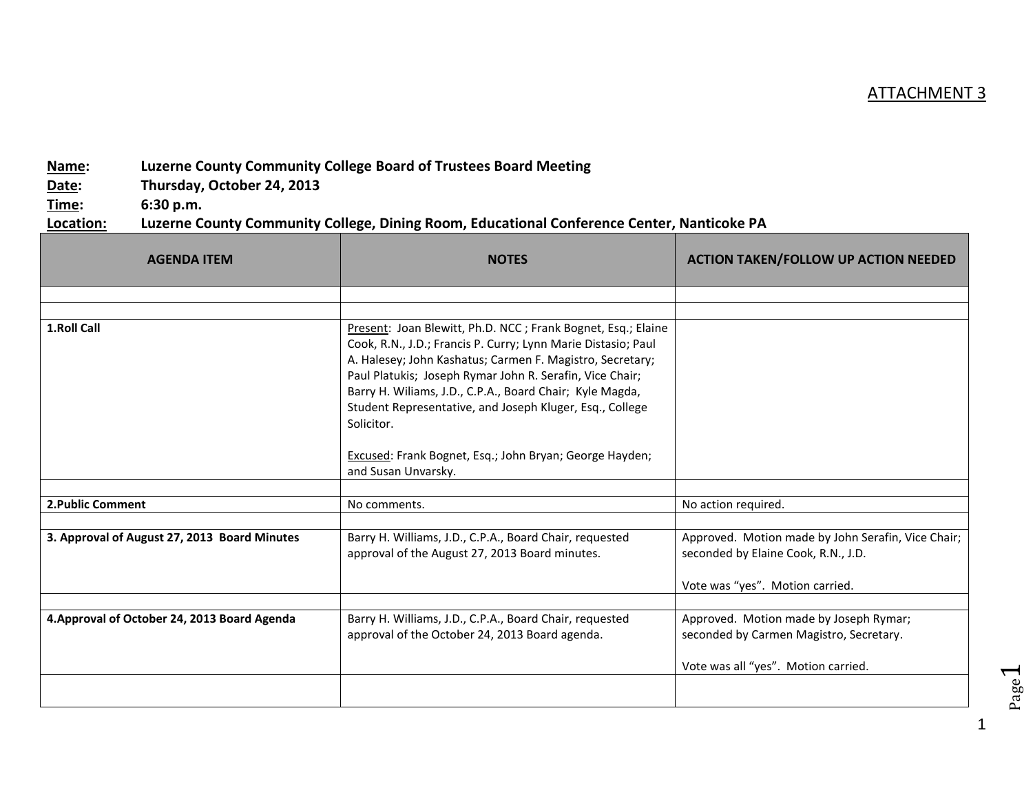ATTACHMENT 3

**Name:** **Luzerne County Community College Board of Trustees Board Meeting**
**Date:** **Thursday, October 24, 2013**
**Time:** **6:30 p.m.**
**Location:** **Luzerne County Community College, Dining Room, Educational Conference Center, Nanticoke PA**

| AGENDA ITEM | NOTES | ACTION TAKEN/FOLLOW UP ACTION NEEDED |
|---|---|---|
| | | |
| | | |
| **1.Roll Call** | Present: Joan Blewitt, Ph.D. NCC ; Frank Bognet, Esq.; Elaine Cook, R.N., J.D.; Francis P. Curry; Lynn Marie Distasio; Paul A. Halesey; John Kashatus; Carmen F. Magistro, Secretary; Paul Platukis; Joseph Rymar John R. Serafin, Vice Chair; Barry H. Wiliams, J.D., C.P.A., Board Chair; Kyle Magda, Student Representative, and Joseph Kluger, Esq., College Solicitor.<br><br>Excused: Frank Bognet, Esq.; John Bryan; George Hayden; and Susan Unvarsky. | |
| | | |
| **2.Public Comment** | No comments. | No action required. |
| | | |
| **3. Approval of August 27, 2013 Board Minutes** | Barry H. Williams, J.D., C.P.A., Board Chair, requested approval of the August 27, 2013 Board minutes. | Approved. Motion made by John Serafin, Vice Chair; seconded by Elaine Cook, R.N., J.D.<br><br>Vote was "yes". Motion carried. |
| | | |
| **4.Approval of October 24, 2013 Board Agenda** | Barry H. Williams, J.D., C.P.A., Board Chair, requested approval of the October 24, 2013 Board agenda. | Approved. Motion made by Joseph Rymar; seconded by Carmen Magistro, Secretary.<br><br>Vote was all "yes". Motion carried. |
| | | |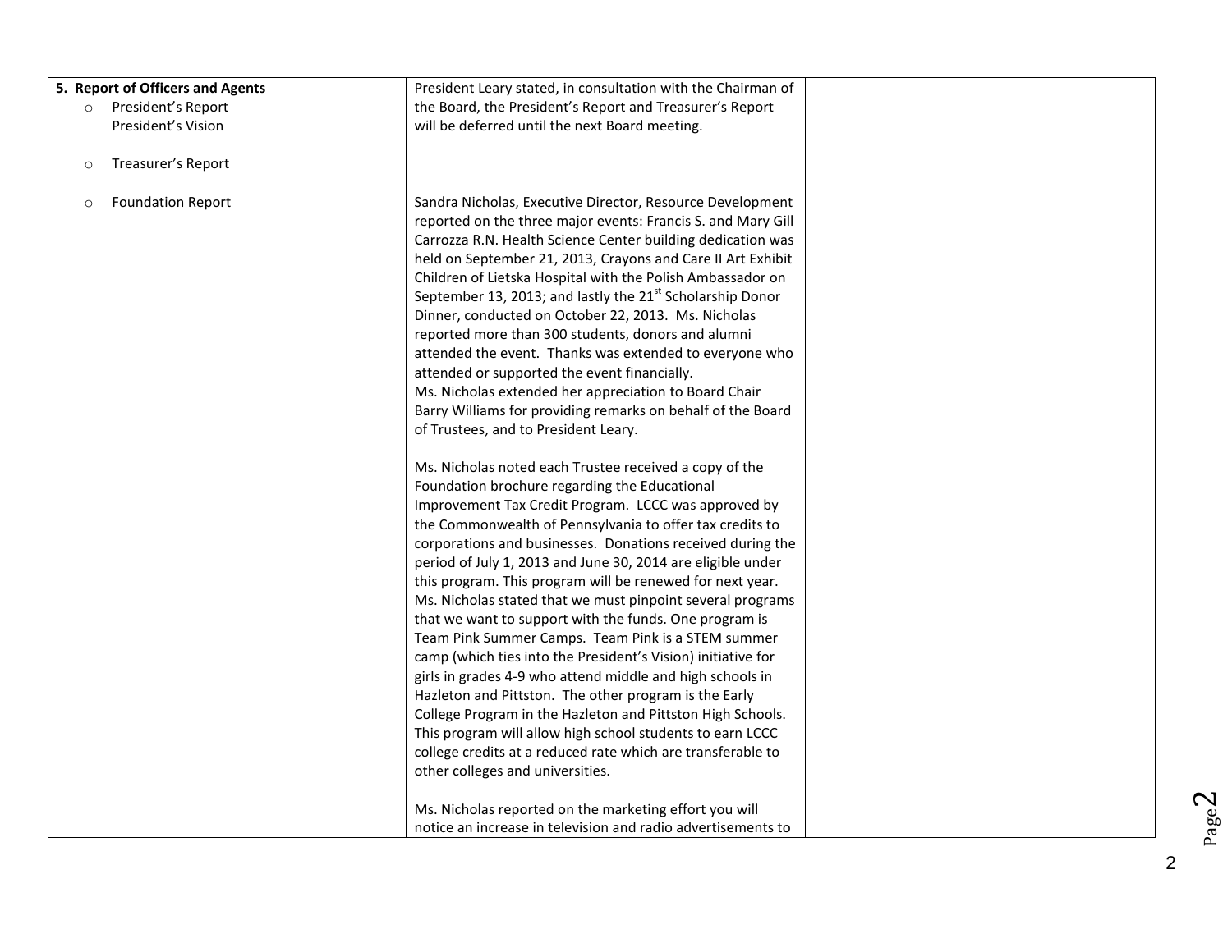| 5. Report of Officers and Agents | | |
|---|---|---|
| ○ President's Report<br>President's Vision<br><br>○ Treasurer's Report | President Leary stated, in consultation with the Chairman of the Board, the President's Report and Treasurer's Report will be deferred until the next Board meeting. | |
| ○ Foundation Report | Sandra Nicholas, Executive Director, Resource Development reported on the three major events: Francis S. and Mary Gill Carrozza R.N. Health Science Center building dedication was held on September 21, 2013, Crayons and Care II Art Exhibit Children of Lietska Hospital with the Polish Ambassador on September 13, 2013; and lastly the 21st Scholarship Donor Dinner, conducted on October 22, 2013. Ms. Nicholas reported more than 300 students, donors and alumni attended the event. Thanks was extended to everyone who attended or supported the event financially.<br>Ms. Nicholas extended her appreciation to Board Chair Barry Williams for providing remarks on behalf of the Board of Trustees, and to President Leary.<br><br>Ms. Nicholas noted each Trustee received a copy of the Foundation brochure regarding the Educational Improvement Tax Credit Program. LCCC was approved by the Commonwealth of Pennsylvania to offer tax credits to corporations and businesses. Donations received during the period of July 1, 2013 and June 30, 2014 are eligible under this program. This program will be renewed for next year. Ms. Nicholas stated that we must pinpoint several programs that we want to support with the funds. One program is Team Pink Summer Camps. Team Pink is a STEM summer camp (which ties into the President's Vision) initiative for girls in grades 4-9 who attend middle and high schools in Hazleton and Pittston. The other program is the Early College Program in the Hazleton and Pittston High Schools. This program will allow high school students to earn LCCC college credits at a reduced rate which are transferable to other colleges and universities.<br><br>Ms. Nicholas reported on the marketing effort you will notice an increase in television and radio advertisements to | |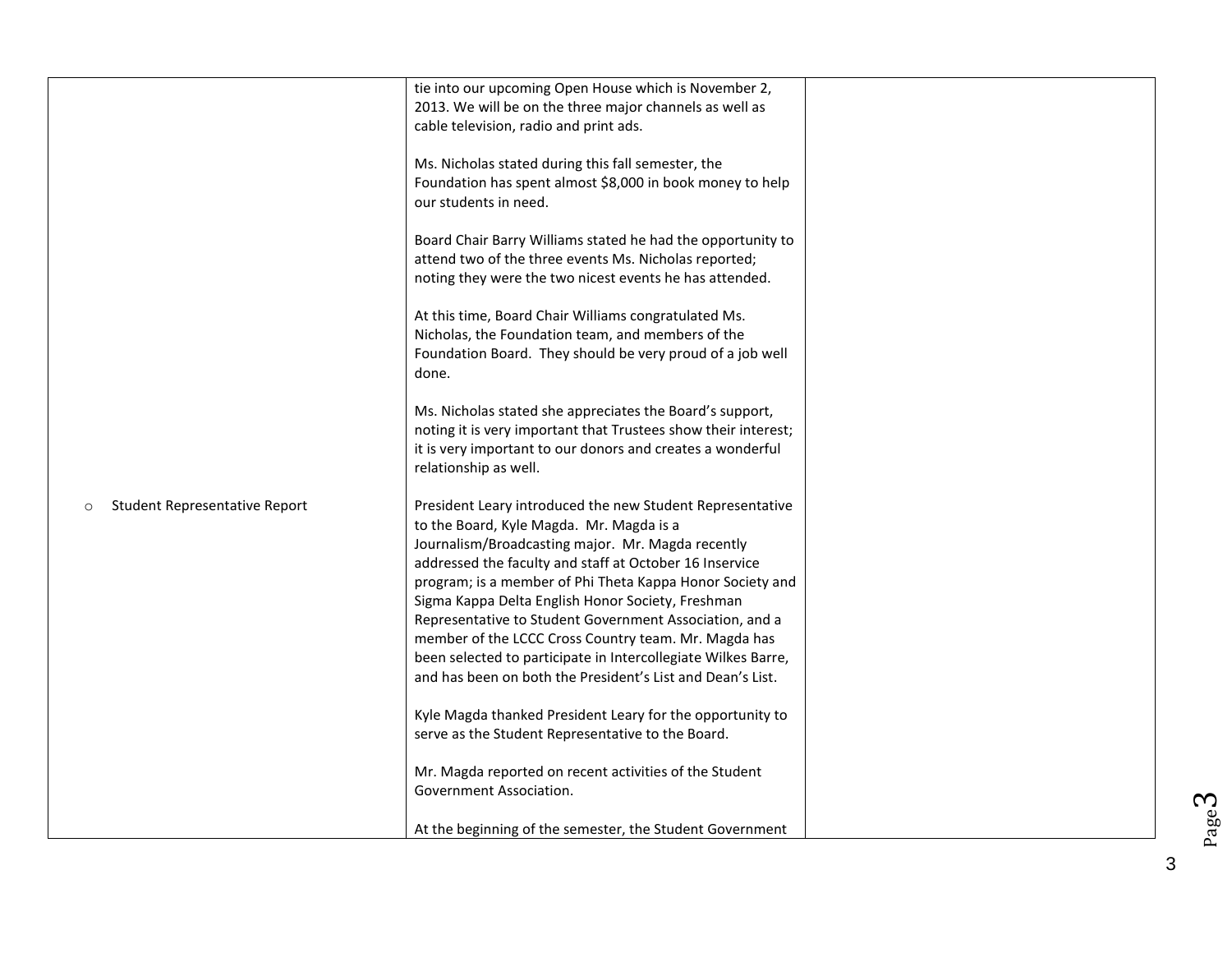| | | |
|---|---|---|
| | tie into our upcoming Open House which is November 2, 2013. We will be on the three major channels as well as cable television, radio and print ads.<br><br>Ms. Nicholas stated during this fall semester, the Foundation has spent almost $8,000 in book money to help our students in need.<br><br>Board Chair Barry Williams stated he had the opportunity to attend two of the three events Ms. Nicholas reported; noting they were the two nicest events he has attended.<br><br>At this time, Board Chair Williams congratulated Ms. Nicholas, the Foundation team, and members of the Foundation Board. They should be very proud of a job well done.<br><br>Ms. Nicholas stated she appreciates the Board's support, noting it is very important that Trustees show their interest; it is very important to our donors and creates a wonderful relationship as well. | |
| ○ Student Representative Report | President Leary introduced the new Student Representative to the Board, Kyle Magda. Mr. Magda is a Journalism/Broadcasting major. Mr. Magda recently addressed the faculty and staff at October 16 Inservice program; is a member of Phi Theta Kappa Honor Society and Sigma Kappa Delta English Honor Society, Freshman Representative to Student Government Association, and a member of the LCCC Cross Country team. Mr. Magda has been selected to participate in Intercollegiate Wilkes Barre, and has been on both the President's List and Dean's List.<br><br>Kyle Magda thanked President Leary for the opportunity to serve as the Student Representative to the Board.<br><br>Mr. Magda reported on recent activities of the Student Government Association.<br><br>At the beginning of the semester, the Student Government | |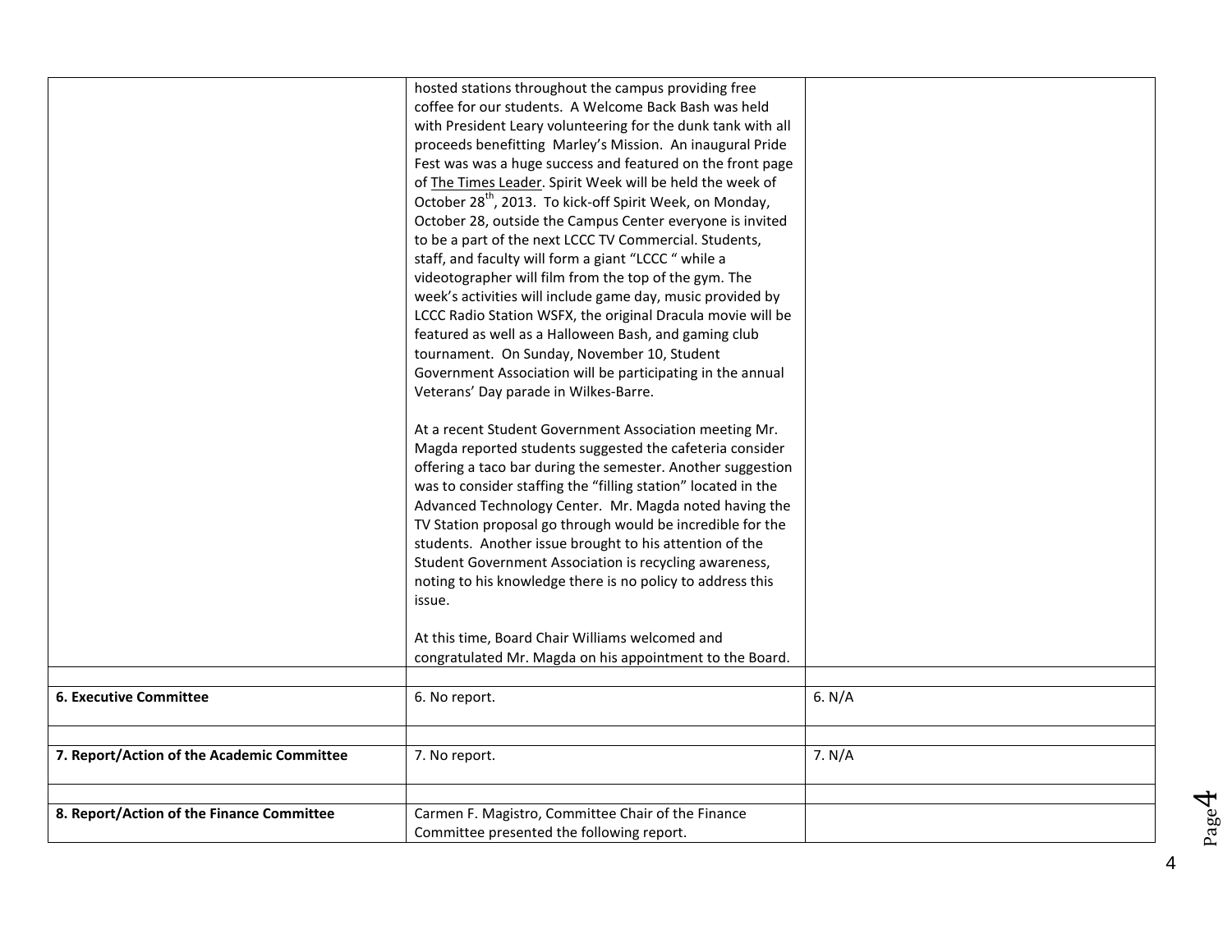| | | |
|---|---|---|
| | hosted stations throughout the campus providing free coffee for our students. A Welcome Back Bash was held with President Leary volunteering for the dunk tank with all proceeds benefitting Marley's Mission. An inaugural Pride Fest was was a huge success and featured on the front page of The Times Leader. Spirit Week will be held the week of October 28th, 2013. To kick-off Spirit Week, on Monday, October 28, outside the Campus Center everyone is invited to be a part of the next LCCC TV Commercial. Students, staff, and faculty will form a giant "LCCC " while a videotographer will film from the top of the gym. The week's activities will include game day, music provided by LCCC Radio Station WSFX, the original Dracula movie will be featured as well as a Halloween Bash, and gaming club tournament. On Sunday, November 10, Student Government Association will be participating in the annual Veterans' Day parade in Wilkes-Barre.<br><br>At a recent Student Government Association meeting Mr. Magda reported students suggested the cafeteria consider offering a taco bar during the semester. Another suggestion was to consider staffing the "filling station" located in the Advanced Technology Center. Mr. Magda noted having the TV Station proposal go through would be incredible for the students. Another issue brought to his attention of the Student Government Association is recycling awareness, noting to his knowledge there is no policy to address this issue.<br><br>At this time, Board Chair Williams welcomed and congratulated Mr. Magda on his appointment to the Board. | |
| | | |
| **6. Executive Committee** | 6. No report. | 6. N/A |
| | | |
| **7. Report/Action of the Academic Committee** | 7. No report. | 7. N/A |
| | | |
| **8. Report/Action of the Finance Committee** | Carmen F. Magistro, Committee Chair of the Finance Committee presented the following report. | |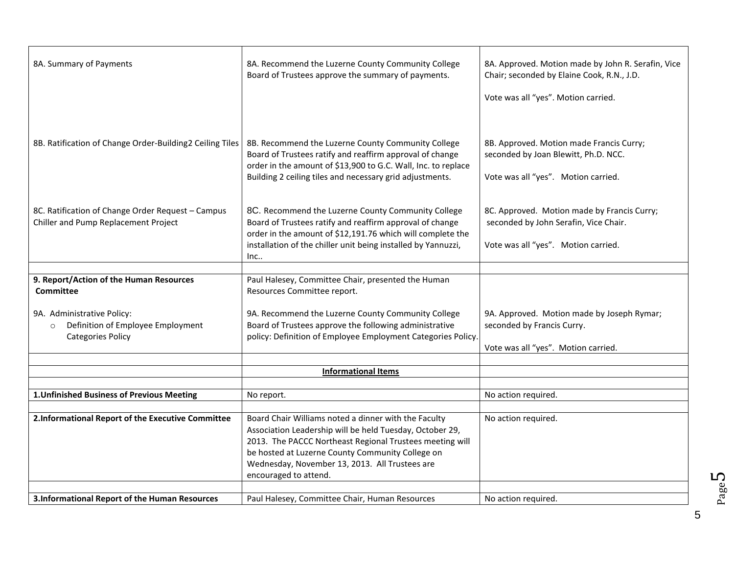| | | |
|---|---|---|
| 8A. Summary of Payments | 8A. Recommend the Luzerne County Community College Board of Trustees approve the summary of payments. | 8A. Approved. Motion made by John R. Serafin, Vice Chair; seconded by Elaine Cook, R.N., J.D.<br><br>Vote was all "yes". Motion carried. |
| 8B. Ratification of Change Order-Building2 Ceiling Tiles | 8B. Recommend the Luzerne County Community College Board of Trustees ratify and reaffirm approval of change order in the amount of $13,900 to G.C. Wall, Inc. to replace Building 2 ceiling tiles and necessary grid adjustments. | 8B. Approved. Motion made Francis Curry; seconded by Joan Blewitt, Ph.D. NCC.<br><br>Vote was all "yes". Motion carried. |
| 8C. Ratification of Change Order Request – Campus Chiller and Pump Replacement Project | 8C. Recommend the Luzerne County Community College Board of Trustees ratify and reaffirm approval of change order in the amount of $12,191.76 which will complete the installation of the chiller unit being installed by Yannuzzi, Inc.. | 8C. Approved. Motion made by Francis Curry; seconded by John Serafin, Vice Chair.<br><br>Vote was all "yes". Motion carried. |
| | | |
| **9. Report/Action of the Human Resources Committee**<br><br>9A. Administrative Policy:<br>○ Definition of Employee Employment Categories Policy | Paul Halesey, Committee Chair, presented the Human Resources Committee report.<br><br>9A. Recommend the Luzerne County Community College Board of Trustees approve the following administrative policy: Definition of Employee Employment Categories Policy. | <br><br>9A. Approved. Motion made by Joseph Rymar; seconded by Francis Curry.<br><br>Vote was all "yes". Motion carried. |
| | | |
| | **Informational Items** | |
| | | |
| **1.Unfinished Business of Previous Meeting** | No report. | No action required. |
| | | |
| **2.Informational Report of the Executive Committee** | Board Chair Williams noted a dinner with the Faculty Association Leadership will be held Tuesday, October 29, 2013. The PACCC Northeast Regional Trustees meeting will be hosted at Luzerne County Community College on Wednesday, November 13, 2013. All Trustees are encouraged to attend. | No action required. |
| | | |
| **3.Informational Report of the Human Resources** | Paul Halesey, Committee Chair, Human Resources | No action required. |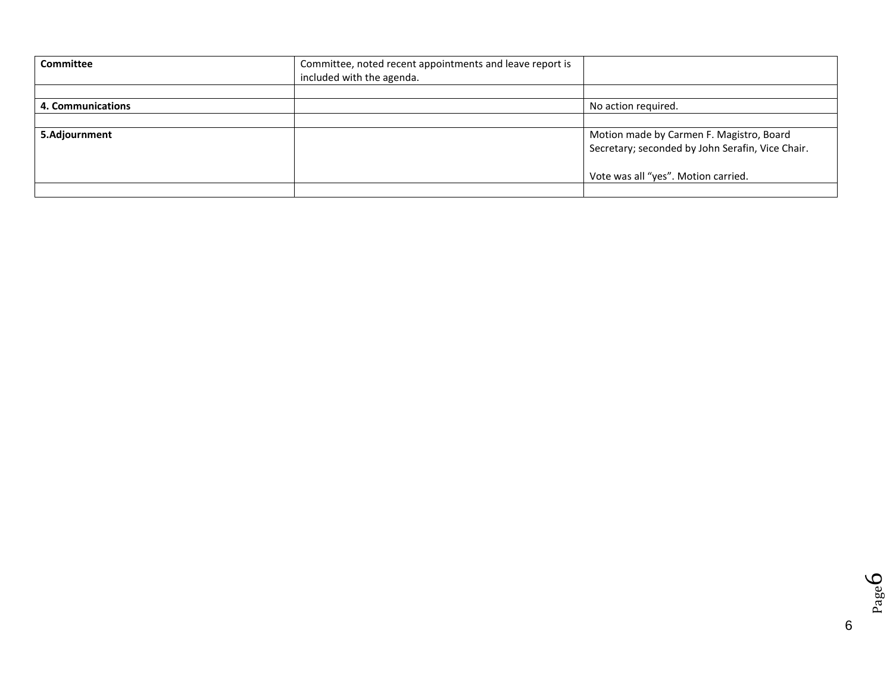| | | |
|---|---|---|
| **Committee** | Committee, noted recent appointments and leave report is included with the agenda. | |
| | | |
| **4. Communications** | | No action required. |
| | | |
| **5.Adjournment** | | Motion made by Carmen F. Magistro, Board Secretary; seconded by John Serafin, Vice Chair.<br><br>Vote was all "yes". Motion carried. |
| | | |